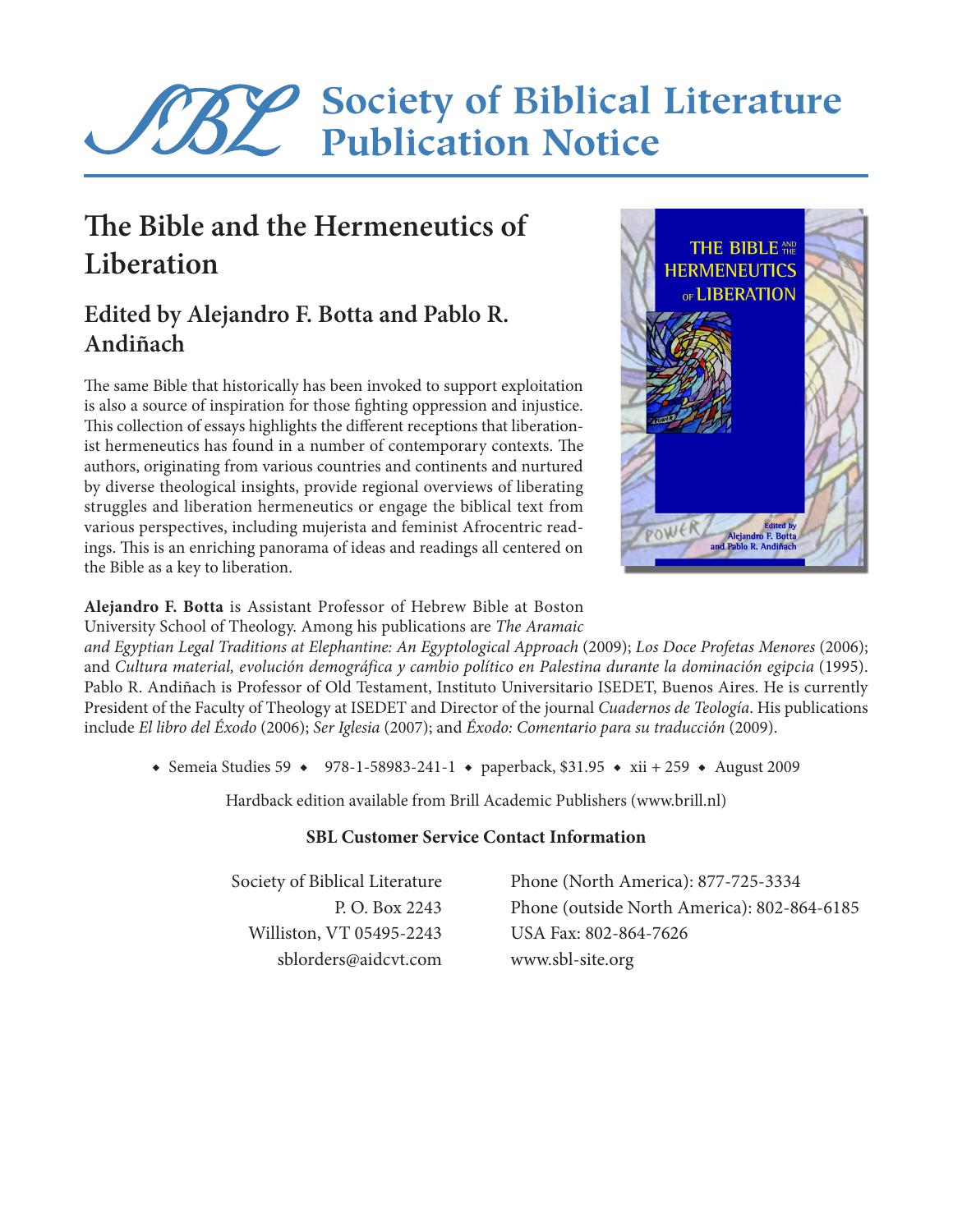# Society of Biblical Literature Publication Notice

## The Bible and the Hermeneutics of Liberation

### Edited by Alejandro F. Botta and Pablo R. Andiñach

The same Bible that historically has been invoked to support exploitation is also a source of inspiration for those fighting oppression and injustice. This collection of essays highlights the different receptions that liberationist hermeneutics has found in a number of contemporary contexts. The authors, originating from various countries and continents and nurtured by diverse theological insights, provide regional overviews of liberating struggles and liberation hermeneutics or engage the biblical text from various perspectives, including mujerista and feminist Afrocentric readings. This is an enriching panorama of ideas and readings all centered on the Bible as a key to liberation.

**Alejandro F. Botta** is Assistant Professor of Hebrew Bible at Boston University School of Theology. Among his publications are *The Aramaic and Egyptian Legal Traditions at Elephantine: An Egyptological Approach* (2009); *Los Doce Profetas Menores* (2006); and *Cultura material, evolución demográfica y cambio político en Palestina durante la dominación egipcia* (1995). Pablo R. Andiñach is Professor of Old Testament, Instituto Universitario ISEDET, Buenos Aires. He is currently President of the Faculty of Theology at ISEDET and Director of the journal *Cuadernos de Teología*. His publications include *El libro del Éxodo* (2006); *Ser Iglesia* (2007); and *Éxodo: Comentario para su traducción* (2009).

◆ Semeia Studies 59 ◆ 978-1-58983-241-1 ◆ paperback, $31.95 ◆ xii + 259 ◆ August 2009

Hardback edition available from Brill Academic Publishers (www.brill.nl)

**SBL Customer Service Contact Information**

Society of Biblical Literature
P. O. Box 2243
Williston, VT 05495-2243
sblorders@aidcvt.com

Phone (North America): 877-725-3334
Phone (outside North America): 802-864-6185
USA Fax: 802-864-7626
www.sbl-site.org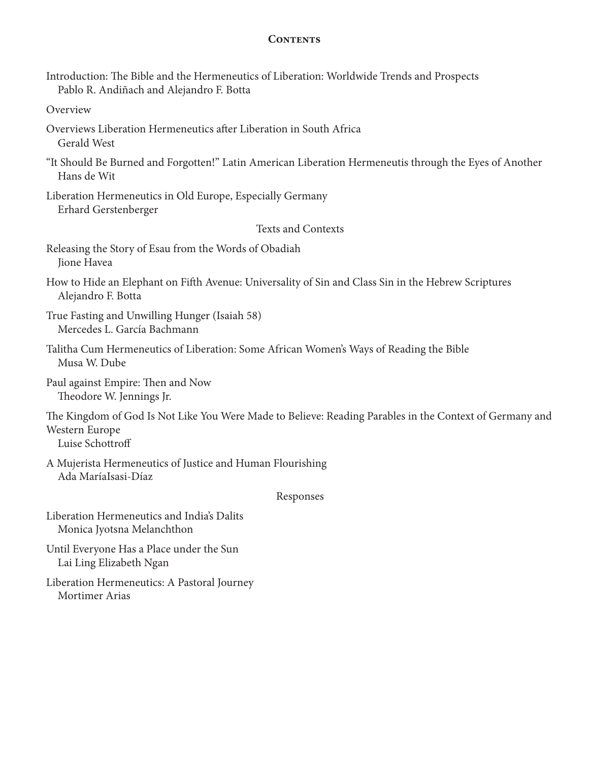## Contents

Introduction: The Bible and the Hermeneutics of Liberation: Worldwide Trends and Prospects
Pablo R. Andiñach and Alejandro F. Botta

Overview

Overviews Liberation Hermeneutics after Liberation in South Africa
Gerald West

"It Should Be Burned and Forgotten!" Latin American Liberation Hermeneutis through the Eyes of Another
Hans de Wit

Liberation Hermeneutics in Old Europe, Especially Germany
Erhard Gerstenberger

Texts and Contexts

Releasing the Story of Esau from the Words of Obadiah
Jione Havea

How to Hide an Elephant on Fifth Avenue: Universality of Sin and Class Sin in the Hebrew Scriptures
Alejandro F. Botta

True Fasting and Unwilling Hunger (Isaiah 58)
Mercedes L. García Bachmann

Talitha Cum Hermeneutics of Liberation: Some African Women's Ways of Reading the Bible
Musa W. Dube

Paul against Empire: Then and Now
Theodore W. Jennings Jr.

The Kingdom of God Is Not Like You Were Made to Believe: Reading Parables in the Context of Germany and Western Europe
Luise Schottroff

A Mujerista Hermeneutics of Justice and Human Flourishing
Ada MaríaIsasi-Díaz

Responses

Liberation Hermeneutics and India's Dalits
Monica Jyotsna Melanchthon

Until Everyone Has a Place under the Sun
Lai Ling Elizabeth Ngan

Liberation Hermeneutics: A Pastoral Journey
Mortimer Arias